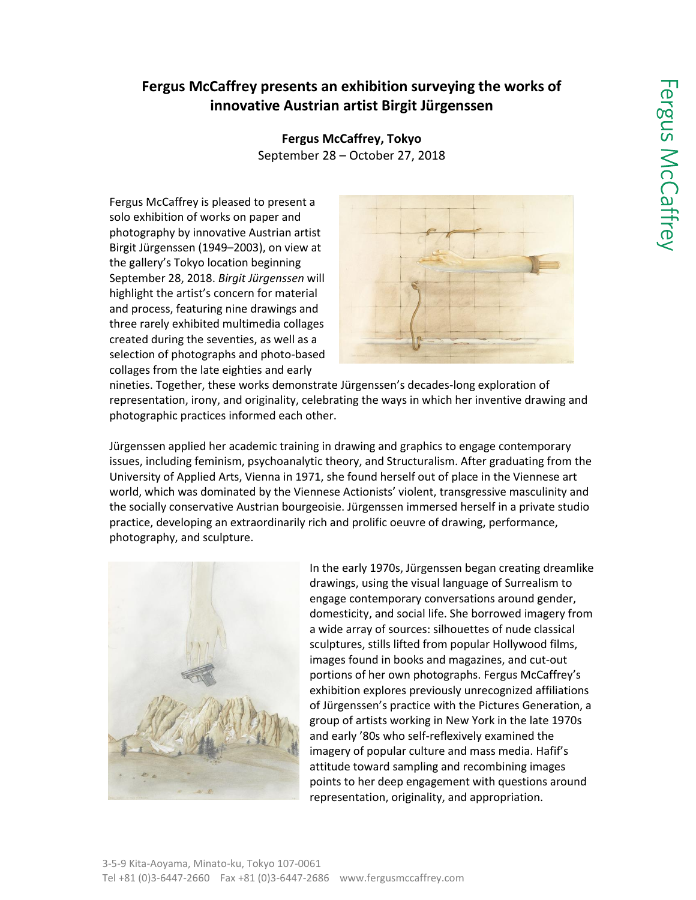# Fergus McCaffrey presents an exhibition surveying the works of innovative Austrian artist Birgit Jürgenssen

**Fergus McCaffrey, Tokyo**
September 28 – October 27, 2018

Fergus McCaffrey is pleased to present a solo exhibition of works on paper and photography by innovative Austrian artist Birgit Jürgenssen (1949–2003), on view at the gallery's Tokyo location beginning September 28, 2018. *Birgit Jürgenssen* will highlight the artist's concern for material and process, featuring nine drawings and three rarely exhibited multimedia collages created during the seventies, as well as a selection of photographs and photo-based collages from the late eighties and early nineties. Together, these works demonstrate Jürgenssen's decades-long exploration of representation, irony, and originality, celebrating the ways in which her inventive drawing and photographic practices informed each other.

Jürgenssen applied her academic training in drawing and graphics to engage contemporary issues, including feminism, psychoanalytic theory, and Structuralism. After graduating from the University of Applied Arts, Vienna in 1971, she found herself out of place in the Viennese art world, which was dominated by the Viennese Actionists' violent, transgressive masculinity and the socially conservative Austrian bourgeoisie. Jürgenssen immersed herself in a private studio practice, developing an extraordinarily rich and prolific oeuvre of drawing, performance, photography, and sculpture.

In the early 1970s, Jürgenssen began creating dreamlike drawings, using the visual language of Surrealism to engage contemporary conversations around gender, domesticity, and social life. She borrowed imagery from a wide array of sources: silhouettes of nude classical sculptures, stills lifted from popular Hollywood films, images found in books and magazines, and cut-out portions of her own photographs. Fergus McCaffrey's exhibition explores previously unrecognized affiliations of Jürgenssen's practice with the Pictures Generation, a group of artists working in New York in the late 1970s and early '80s who self-reflexively examined the imagery of popular culture and mass media. Hafif's attitude toward sampling and recombining images points to her deep engagement with questions around representation, originality, and appropriation.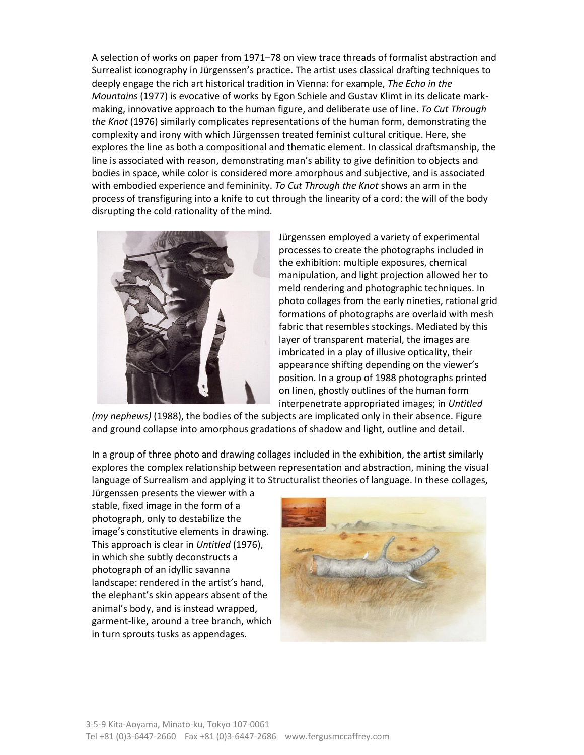A selection of works on paper from 1971–78 on view trace threads of formalist abstraction and Surrealist iconography in Jürgenssen's practice. The artist uses classical drafting techniques to deeply engage the rich art historical tradition in Vienna: for example, *The Echo in the Mountains* (1977) is evocative of works by Egon Schiele and Gustav Klimt in its delicate mark-making, innovative approach to the human figure, and deliberate use of line. *To Cut Through the Knot* (1976) similarly complicates representations of the human form, demonstrating the complexity and irony with which Jürgenssen treated feminist cultural critique. Here, she explores the line as both a compositional and thematic element. In classical draftsmanship, the line is associated with reason, demonstrating man's ability to give definition to objects and bodies in space, while color is considered more amorphous and subjective, and is associated with embodied experience and femininity. *To Cut Through the Knot* shows an arm in the process of transfiguring into a knife to cut through the linearity of a cord: the will of the body disrupting the cold rationality of the mind.

Jürgenssen employed a variety of experimental processes to create the photographs included in the exhibition: multiple exposures, chemical manipulation, and light projection allowed her to meld rendering and photographic techniques. In photo collages from the early nineties, rational grid formations of photographs are overlaid with mesh fabric that resembles stockings. Mediated by this layer of transparent material, the images are imbricated in a play of illusive opticality, their appearance shifting depending on the viewer's position. In a group of 1988 photographs printed on linen, ghostly outlines of the human form interpenetrate appropriated images; in *Untitled (my nephews)* (1988), the bodies of the subjects are implicated only in their absence. Figure and ground collapse into amorphous gradations of shadow and light, outline and detail.

In a group of three photo and drawing collages included in the exhibition, the artist similarly explores the complex relationship between representation and abstraction, mining the visual language of Surrealism and applying it to Structuralist theories of language. In these collages, Jürgenssen presents the viewer with a stable, fixed image in the form of a photograph, only to destabilize the image's constitutive elements in drawing. This approach is clear in *Untitled* (1976), in which she subtly deconstructs a photograph of an idyllic savanna landscape: rendered in the artist's hand, the elephant's skin appears absent of the animal's body, and is instead wrapped, garment-like, around a tree branch, which in turn sprouts tusks as appendages.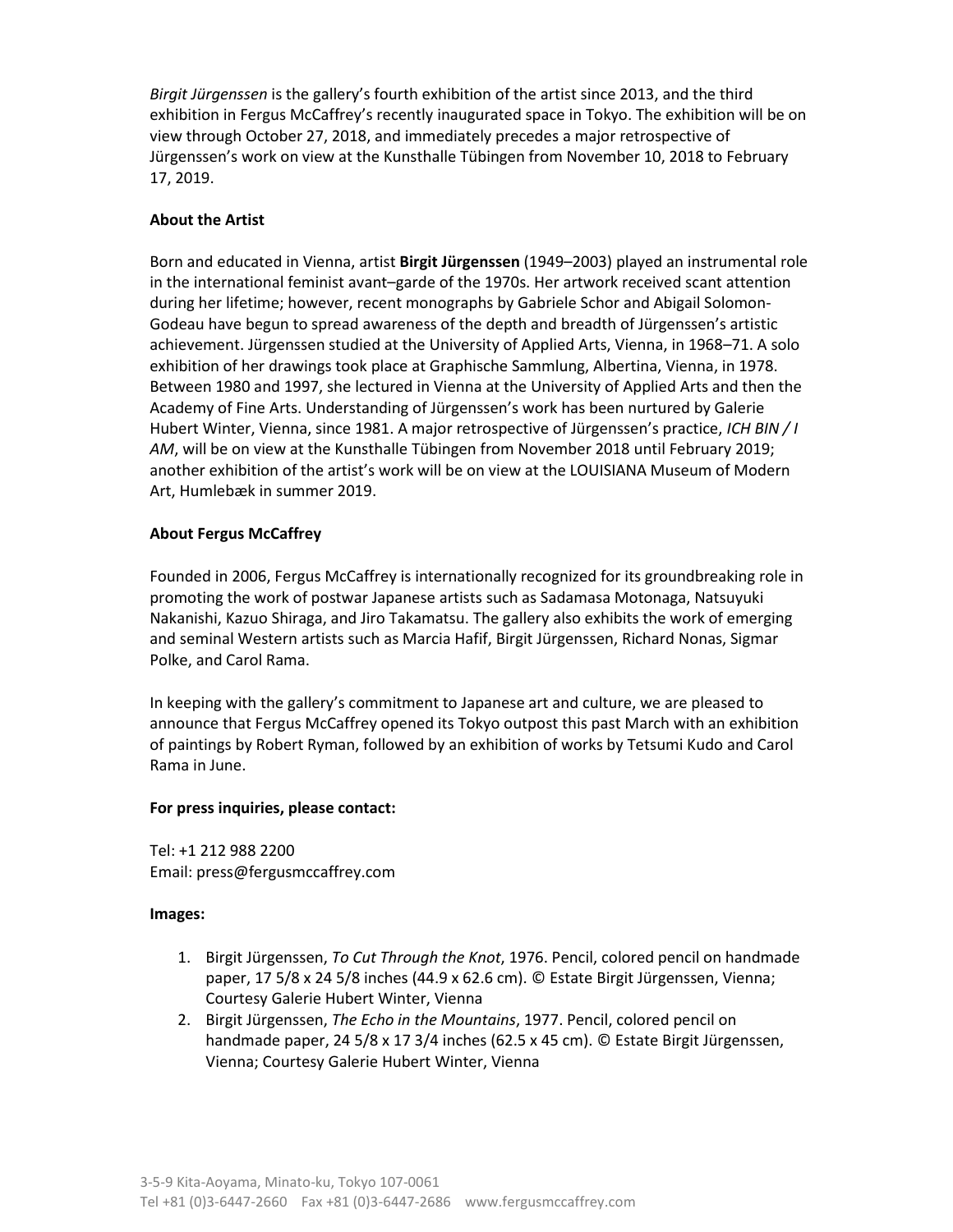*Birgit Jürgenssen* is the gallery's fourth exhibition of the artist since 2013, and the third exhibition in Fergus McCaffrey's recently inaugurated space in Tokyo. The exhibition will be on view through October 27, 2018, and immediately precedes a major retrospective of Jürgenssen's work on view at the Kunsthalle Tübingen from November 10, 2018 to February 17, 2019.

**About the Artist**

Born and educated in Vienna, artist **Birgit Jürgenssen** (1949–2003) played an instrumental role in the international feminist avant–garde of the 1970s. Her artwork received scant attention during her lifetime; however, recent monographs by Gabriele Schor and Abigail Solomon-Godeau have begun to spread awareness of the depth and breadth of Jürgenssen's artistic achievement. Jürgenssen studied at the University of Applied Arts, Vienna, in 1968–71. A solo exhibition of her drawings took place at Graphische Sammlung, Albertina, Vienna, in 1978. Between 1980 and 1997, she lectured in Vienna at the University of Applied Arts and then the Academy of Fine Arts. Understanding of Jürgenssen's work has been nurtured by Galerie Hubert Winter, Vienna, since 1981. A major retrospective of Jürgenssen's practice, *ICH BIN / I AM*, will be on view at the Kunsthalle Tübingen from November 2018 until February 2019; another exhibition of the artist's work will be on view at the LOUISIANA Museum of Modern Art, Humlebæk in summer 2019.

**About Fergus McCaffrey**

Founded in 2006, Fergus McCaffrey is internationally recognized for its groundbreaking role in promoting the work of postwar Japanese artists such as Sadamasa Motonaga, Natsuyuki Nakanishi, Kazuo Shiraga, and Jiro Takamatsu. The gallery also exhibits the work of emerging and seminal Western artists such as Marcia Hafif, Birgit Jürgenssen, Richard Nonas, Sigmar Polke, and Carol Rama.

In keeping with the gallery's commitment to Japanese art and culture, we are pleased to announce that Fergus McCaffrey opened its Tokyo outpost this past March with an exhibition of paintings by Robert Ryman, followed by an exhibition of works by Tetsumi Kudo and Carol Rama in June.

**For press inquiries, please contact:**

Tel: +1 212 988 2200
Email: press@fergusmccaffrey.com

**Images:**

1. Birgit Jürgenssen, *To Cut Through the Knot*, 1976. Pencil, colored pencil on handmade paper, 17 5/8 x 24 5/8 inches (44.9 x 62.6 cm). © Estate Birgit Jürgenssen, Vienna; Courtesy Galerie Hubert Winter, Vienna
2. Birgit Jürgenssen, *The Echo in the Mountains*, 1977. Pencil, colored pencil on handmade paper, 24 5/8 x 17 3/4 inches (62.5 x 45 cm). © Estate Birgit Jürgenssen, Vienna; Courtesy Galerie Hubert Winter, Vienna

3-5-9 Kita-Aoyama, Minato-ku, Tokyo 107-0061
Tel +81 (0)3-6447-2660 Fax +81 (0)3-6447-2686 www.fergusmccaffrey.com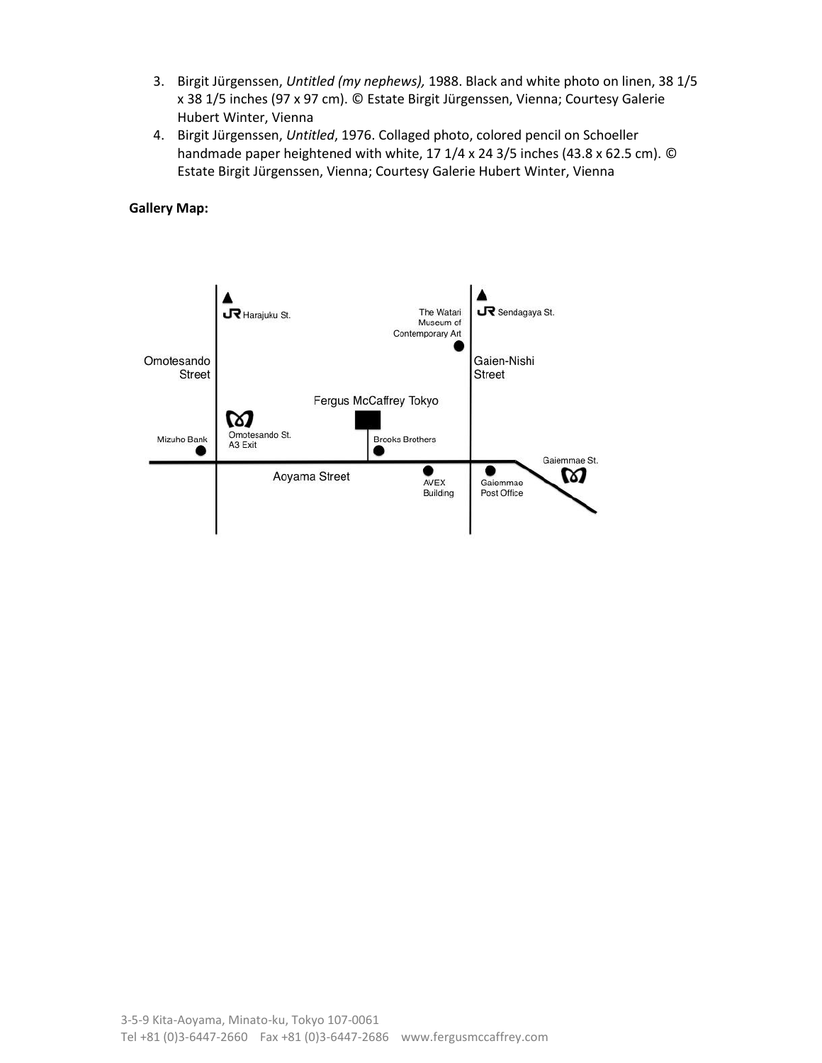3. Birgit Jürgenssen, *Untitled (my nephews),* 1988. Black and white photo on linen, 38 1/5 x 38 1/5 inches (97 x 97 cm). © Estate Birgit Jürgenssen, Vienna; Courtesy Galerie Hubert Winter, Vienna
4. Birgit Jürgenssen, *Untitled*, 1976. Collaged photo, colored pencil on Schoeller handmade paper heightened with white, 17 1/4 x 24 3/5 inches (43.8 x 62.5 cm). © Estate Birgit Jürgenssen, Vienna; Courtesy Galerie Hubert Winter, Vienna

**Gallery Map:**

Harajuku St.

The Watari Museum of Contemporary Art

Sendagaya St.

Omotesando Street

Gaien-Nishi Street

Fergus McCaffrey Tokyo

Mizuho Bank

Omotesando St. A3 Exit

Brooks Brothers

Aoyama Street

AVEX Building

Gaiemmae Post Office

Gaiemmae St.